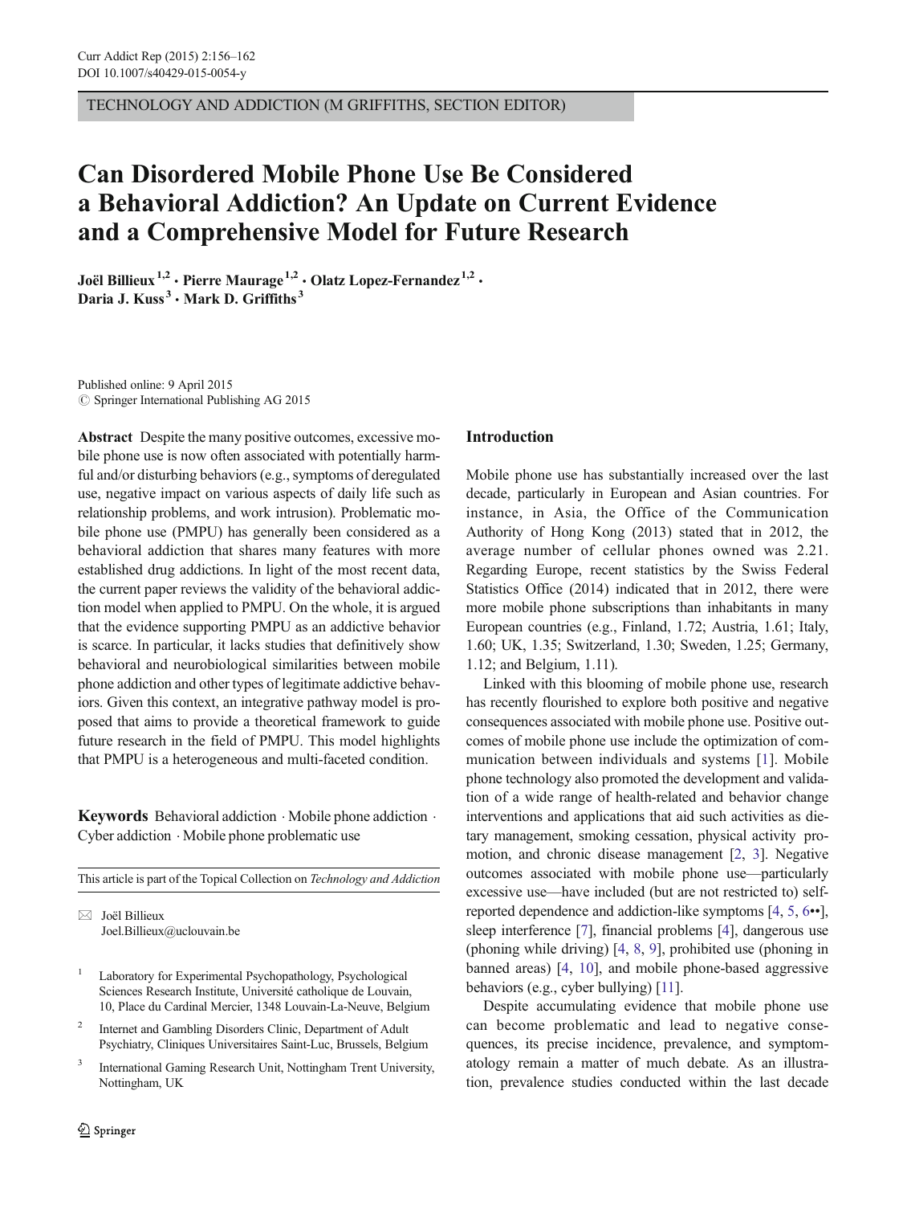TECHNOLOGY AND ADDICTION (M GRIFFITHS, SECTION EDITOR)

# Can Disordered Mobile Phone Use Be Considered a Behavioral Addiction? An Update on Current Evidence and a Comprehensive Model for Future Research

**Joël Billieux** [1,2] · **Pierre Maurage** [1,2] · **Olatz Lopez-Fernandez** [1,2] · **Daria J. Kuss** [3] · **Mark D. Griffiths** [3]

Published online: 9 April 2015
© Springer International Publishing AG 2015

**Abstract** Despite the many positive outcomes, excessive mobile phone use is now often associated with potentially harmful and/or disturbing behaviors (e.g., symptoms of deregulated use, negative impact on various aspects of daily life such as relationship problems, and work intrusion). Problematic mobile phone use (PMPU) has generally been considered as a behavioral addiction that shares many features with more established drug addictions. In light of the most recent data, the current paper reviews the validity of the behavioral addiction model when applied to PMPU. On the whole, it is argued that the evidence supporting PMPU as an addictive behavior is scarce. In particular, it lacks studies that definitively show behavioral and neurobiological similarities between mobile phone addiction and other types of legitimate addictive behaviors. Given this context, an integrative pathway model is proposed that aims to provide a theoretical framework to guide future research in the field of PMPU. This model highlights that PMPU is a heterogeneous and multi-faceted condition.

**Keywords** Behavioral addiction · Mobile phone addiction · Cyber addiction · Mobile phone problematic use

This article is part of the Topical Collection on *Technology and Addiction*

✉ Joël Billieux
Joel.Billieux@uclouvain.be

[1] Laboratory for Experimental Psychopathology, Psychological Sciences Research Institute, Université catholique de Louvain, 10, Place du Cardinal Mercier, 1348 Louvain-La-Neuve, Belgium

[2] Internet and Gambling Disorders Clinic, Department of Adult Psychiatry, Cliniques Universitaires Saint-Luc, Brussels, Belgium

[3] International Gaming Research Unit, Nottingham Trent University, Nottingham, UK

## Introduction

Mobile phone use has substantially increased over the last decade, particularly in European and Asian countries. For instance, in Asia, the Office of the Communication Authority of Hong Kong (2013) stated that in 2012, the average number of cellular phones owned was 2.21. Regarding Europe, recent statistics by the Swiss Federal Statistics Office (2014) indicated that in 2012, there were more mobile phone subscriptions than inhabitants in many European countries (e.g., Finland, 1.72; Austria, 1.61; Italy, 1.60; UK, 1.35; Switzerland, 1.30; Sweden, 1.25; Germany, 1.12; and Belgium, 1.11).

Linked with this blooming of mobile phone use, research has recently flourished to explore both positive and negative consequences associated with mobile phone use. Positive outcomes of mobile phone use include the optimization of communication between individuals and systems [1]. Mobile phone technology also promoted the development and validation of a wide range of health-related and behavior change interventions and applications that aid such activities as dietary management, smoking cessation, physical activity promotion, and chronic disease management [2, 3]. Negative outcomes associated with mobile phone use—particularly excessive use—have included (but are not restricted to) self-reported dependence and addiction-like symptoms [4, 5, 6••], sleep interference [7], financial problems [4], dangerous use (phoning while driving) [4, 8, 9], prohibited use (phoning in banned areas) [4, 10], and mobile phone-based aggressive behaviors (e.g., cyber bullying) [11].

Despite accumulating evidence that mobile phone use can become problematic and lead to negative consequences, its precise incidence, prevalence, and symptomatology remain a matter of much debate. As an illustration, prevalence studies conducted within the last decade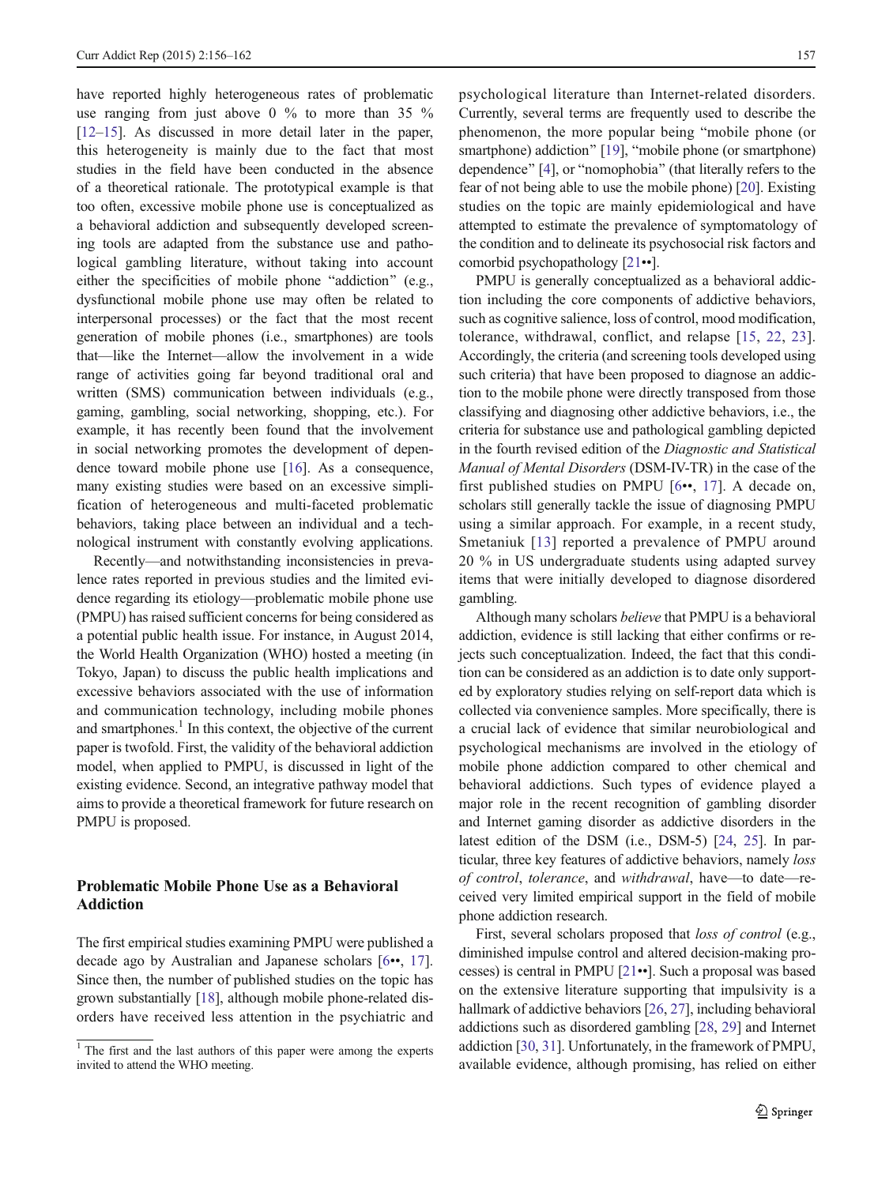have reported highly heterogeneous rates of problematic use ranging from just above 0 % to more than 35 % [12–15]. As discussed in more detail later in the paper, this heterogeneity is mainly due to the fact that most studies in the field have been conducted in the absence of a theoretical rationale. The prototypical example is that too often, excessive mobile phone use is conceptualized as a behavioral addiction and subsequently developed screening tools are adapted from the substance use and pathological gambling literature, without taking into account either the specificities of mobile phone "addiction" (e.g., dysfunctional mobile phone use may often be related to interpersonal processes) or the fact that the most recent generation of mobile phones (i.e., smartphones) are tools that—like the Internet—allow the involvement in a wide range of activities going far beyond traditional oral and written (SMS) communication between individuals (e.g., gaming, gambling, social networking, shopping, etc.). For example, it has recently been found that the involvement in social networking promotes the development of dependence toward mobile phone use [16]. As a consequence, many existing studies were based on an excessive simplification of heterogeneous and multi-faceted problematic behaviors, taking place between an individual and a technological instrument with constantly evolving applications.

Recently—and notwithstanding inconsistencies in prevalence rates reported in previous studies and the limited evidence regarding its etiology—problematic mobile phone use (PMPU) has raised sufficient concerns for being considered as a potential public health issue. For instance, in August 2014, the World Health Organization (WHO) hosted a meeting (in Tokyo, Japan) to discuss the public health implications and excessive behaviors associated with the use of information and communication technology, including mobile phones and smartphones.[1] In this context, the objective of the current paper is twofold. First, the validity of the behavioral addiction model, when applied to PMPU, is discussed in light of the existing evidence. Second, an integrative pathway model that aims to provide a theoretical framework for future research on PMPU is proposed.

## Problematic Mobile Phone Use as a Behavioral Addiction

The first empirical studies examining PMPU were published a decade ago by Australian and Japanese scholars [6••, 17]. Since then, the number of published studies on the topic has grown substantially [18], although mobile phone-related disorders have received less attention in the psychiatric and psychological literature than Internet-related disorders. Currently, several terms are frequently used to describe the phenomenon, the more popular being "mobile phone (or smartphone) addiction" [19], "mobile phone (or smartphone) dependence" [4], or "nomophobia" (that literally refers to the fear of not being able to use the mobile phone) [20]. Existing studies on the topic are mainly epidemiological and have attempted to estimate the prevalence of symptomatology of the condition and to delineate its psychosocial risk factors and comorbid psychopathology [21••].

PMPU is generally conceptualized as a behavioral addiction including the core components of addictive behaviors, such as cognitive salience, loss of control, mood modification, tolerance, withdrawal, conflict, and relapse [15, 22, 23]. Accordingly, the criteria (and screening tools developed using such criteria) that have been proposed to diagnose an addiction to the mobile phone were directly transposed from those classifying and diagnosing other addictive behaviors, i.e., the criteria for substance use and pathological gambling depicted in the fourth revised edition of the *Diagnostic and Statistical Manual of Mental Disorders* (DSM-IV-TR) in the case of the first published studies on PMPU [6••, 17]. A decade on, scholars still generally tackle the issue of diagnosing PMPU using a similar approach. For example, in a recent study, Smetaniuk [13] reported a prevalence of PMPU around 20 % in US undergraduate students using adapted survey items that were initially developed to diagnose disordered gambling.

Although many scholars *believe* that PMPU is a behavioral addiction, evidence is still lacking that either confirms or rejects such conceptualization. Indeed, the fact that this condition can be considered as an addiction is to date only supported by exploratory studies relying on self-report data which is collected via convenience samples. More specifically, there is a crucial lack of evidence that similar neurobiological and psychological mechanisms are involved in the etiology of mobile phone addiction compared to other chemical and behavioral addictions. Such types of evidence played a major role in the recent recognition of gambling disorder and Internet gaming disorder as addictive disorders in the latest edition of the DSM (i.e., DSM-5) [24, 25]. In particular, three key features of addictive behaviors, namely *loss of control*, *tolerance*, and *withdrawal*, have—to date—received very limited empirical support in the field of mobile phone addiction research.

First, several scholars proposed that *loss of control* (e.g., diminished impulse control and altered decision-making processes) is central in PMPU [21••]. Such a proposal was based on the extensive literature supporting that impulsivity is a hallmark of addictive behaviors [26, 27], including behavioral addictions such as disordered gambling [28, 29] and Internet addiction [30, 31]. Unfortunately, in the framework of PMPU, available evidence, although promising, has relied on either

[1] The first and the last authors of this paper were among the experts invited to attend the WHO meeting.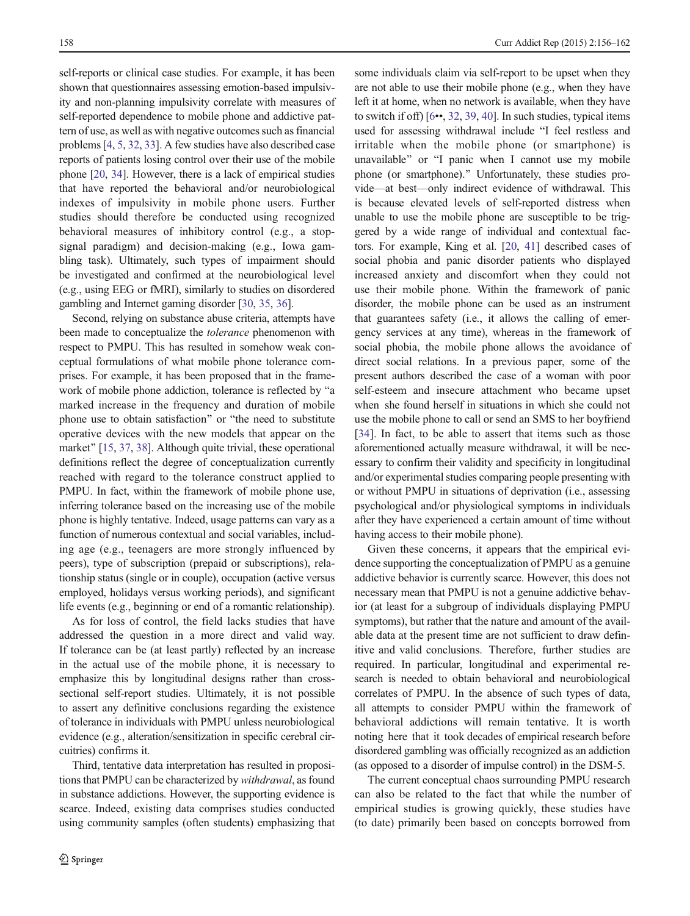self-reports or clinical case studies. For example, it has been shown that questionnaires assessing emotion-based impulsivity and non-planning impulsivity correlate with measures of self-reported dependence to mobile phone and addictive pattern of use, as well as with negative outcomes such as financial problems [4, 5, 32, 33]. A few studies have also described case reports of patients losing control over their use of the mobile phone [20, 34]. However, there is a lack of empirical studies that have reported the behavioral and/or neurobiological indexes of impulsivity in mobile phone users. Further studies should therefore be conducted using recognized behavioral measures of inhibitory control (e.g., a stop-signal paradigm) and decision-making (e.g., Iowa gambling task). Ultimately, such types of impairment should be investigated and confirmed at the neurobiological level (e.g., using EEG or fMRI), similarly to studies on disordered gambling and Internet gaming disorder [30, 35, 36].

Second, relying on substance abuse criteria, attempts have been made to conceptualize the *tolerance* phenomenon with respect to PMPU. This has resulted in somehow weak conceptual formulations of what mobile phone tolerance comprises. For example, it has been proposed that in the framework of mobile phone addiction, tolerance is reflected by "a marked increase in the frequency and duration of mobile phone use to obtain satisfaction" or "the need to substitute operative devices with the new models that appear on the market" [15, 37, 38]. Although quite trivial, these operational definitions reflect the degree of conceptualization currently reached with regard to the tolerance construct applied to PMPU. In fact, within the framework of mobile phone use, inferring tolerance based on the increasing use of the mobile phone is highly tentative. Indeed, usage patterns can vary as a function of numerous contextual and social variables, including age (e.g., teenagers are more strongly influenced by peers), type of subscription (prepaid or subscriptions), relationship status (single or in couple), occupation (active versus employed, holidays versus working periods), and significant life events (e.g., beginning or end of a romantic relationship).

As for loss of control, the field lacks studies that have addressed the question in a more direct and valid way. If tolerance can be (at least partly) reflected by an increase in the actual use of the mobile phone, it is necessary to emphasize this by longitudinal designs rather than cross-sectional self-report studies. Ultimately, it is not possible to assert any definitive conclusions regarding the existence of tolerance in individuals with PMPU unless neurobiological evidence (e.g., alteration/sensitization in specific cerebral circuitries) confirms it.

Third, tentative data interpretation has resulted in propositions that PMPU can be characterized by *withdrawal*, as found in substance addictions. However, the supporting evidence is scarce. Indeed, existing data comprises studies conducted using community samples (often students) emphasizing that some individuals claim via self-report to be upset when they are not able to use their mobile phone (e.g., when they have left it at home, when no network is available, when they have to switch if off) [6••, 32, 39, 40]. In such studies, typical items used for assessing withdrawal include "I feel restless and irritable when the mobile phone (or smartphone) is unavailable" or "I panic when I cannot use my mobile phone (or smartphone)." Unfortunately, these studies provide—at best—only indirect evidence of withdrawal. This is because elevated levels of self-reported distress when unable to use the mobile phone are susceptible to be triggered by a wide range of individual and contextual factors. For example, King et al. [20, 41] described cases of social phobia and panic disorder patients who displayed increased anxiety and discomfort when they could not use their mobile phone. Within the framework of panic disorder, the mobile phone can be used as an instrument that guarantees safety (i.e., it allows the calling of emergency services at any time), whereas in the framework of social phobia, the mobile phone allows the avoidance of direct social relations. In a previous paper, some of the present authors described the case of a woman with poor self-esteem and insecure attachment who became upset when she found herself in situations in which she could not use the mobile phone to call or send an SMS to her boyfriend [34]. In fact, to be able to assert that items such as those aforementioned actually measure withdrawal, it will be necessary to confirm their validity and specificity in longitudinal and/or experimental studies comparing people presenting with or without PMPU in situations of deprivation (i.e., assessing psychological and/or physiological symptoms in individuals after they have experienced a certain amount of time without having access to their mobile phone).

Given these concerns, it appears that the empirical evidence supporting the conceptualization of PMPU as a genuine addictive behavior is currently scarce. However, this does not necessary mean that PMPU is not a genuine addictive behavior (at least for a subgroup of individuals displaying PMPU symptoms), but rather that the nature and amount of the available data at the present time are not sufficient to draw definitive and valid conclusions. Therefore, further studies are required. In particular, longitudinal and experimental research is needed to obtain behavioral and neurobiological correlates of PMPU. In the absence of such types of data, all attempts to consider PMPU within the framework of behavioral addictions will remain tentative. It is worth noting here that it took decades of empirical research before disordered gambling was officially recognized as an addiction (as opposed to a disorder of impulse control) in the DSM-5.

The current conceptual chaos surrounding PMPU research can also be related to the fact that while the number of empirical studies is growing quickly, these studies have (to date) primarily been based on concepts borrowed from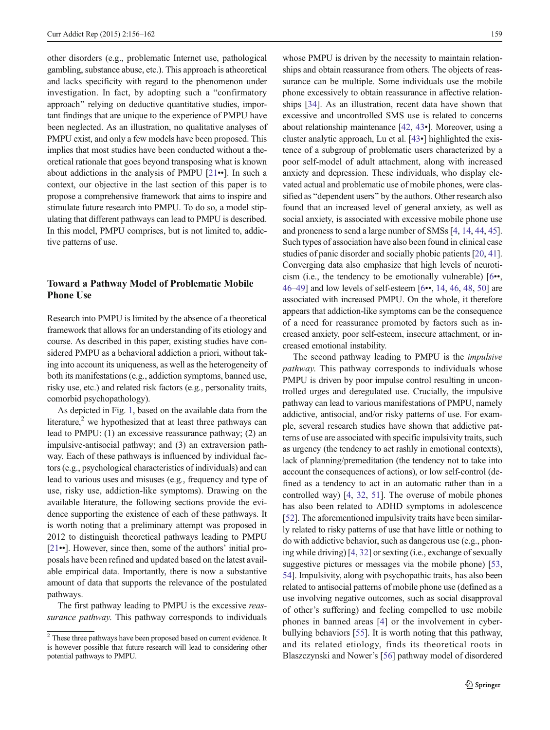other disorders (e.g., problematic Internet use, pathological gambling, substance abuse, etc.). This approach is atheoretical and lacks specificity with regard to the phenomenon under investigation. In fact, by adopting such a "confirmatory approach" relying on deductive quantitative studies, important findings that are unique to the experience of PMPU have been neglected. As an illustration, no qualitative analyses of PMPU exist, and only a few models have been proposed. This implies that most studies have been conducted without a theoretical rationale that goes beyond transposing what is known about addictions in the analysis of PMPU [21••]. In such a context, our objective in the last section of this paper is to propose a comprehensive framework that aims to inspire and stimulate future research into PMPU. To do so, a model stipulating that different pathways can lead to PMPU is described. In this model, PMPU comprises, but is not limited to, addictive patterns of use.

## Toward a Pathway Model of Problematic Mobile Phone Use

Research into PMPU is limited by the absence of a theoretical framework that allows for an understanding of its etiology and course. As described in this paper, existing studies have considered PMPU as a behavioral addiction a priori, without taking into account its uniqueness, as well as the heterogeneity of both its manifestations (e.g., addiction symptoms, banned use, risky use, etc.) and related risk factors (e.g., personality traits, comorbid psychopathology).

As depicted in Fig. 1, based on the available data from the literature,[2] we hypothesized that at least three pathways can lead to PMPU: (1) an excessive reassurance pathway; (2) an impulsive-antisocial pathway; and (3) an extraversion pathway. Each of these pathways is influenced by individual factors (e.g., psychological characteristics of individuals) and can lead to various uses and misuses (e.g., frequency and type of use, risky use, addiction-like symptoms). Drawing on the available literature, the following sections provide the evidence supporting the existence of each of these pathways. It is worth noting that a preliminary attempt was proposed in 2012 to distinguish theoretical pathways leading to PMPU [21••]. However, since then, some of the authors' initial proposals have been refined and updated based on the latest available empirical data. Importantly, there is now a substantive amount of data that supports the relevance of the postulated pathways.

The first pathway leading to PMPU is the excessive *reassurance pathway*. This pathway corresponds to individuals whose PMPU is driven by the necessity to maintain relationships and obtain reassurance from others. The objects of reassurance can be multiple. Some individuals use the mobile phone excessively to obtain reassurance in affective relationships [34]. As an illustration, recent data have shown that excessive and uncontrolled SMS use is related to concerns about relationship maintenance [42, 43•]. Moreover, using a cluster analytic approach, Lu et al. [43•] highlighted the existence of a subgroup of problematic users characterized by a poor self-model of adult attachment, along with increased anxiety and depression. These individuals, who display elevated actual and problematic use of mobile phones, were classified as "dependent users" by the authors. Other research also found that an increased level of general anxiety, as well as social anxiety, is associated with excessive mobile phone use and proneness to send a large number of SMSs [4, 14, 44, 45]. Such types of association have also been found in clinical case studies of panic disorder and socially phobic patients [20, 41]. Converging data also emphasize that high levels of neuroticism (i.e., the tendency to be emotionally vulnerable) [6••, 46–49] and low levels of self-esteem [6••, 14, 46, 48, 50] are associated with increased PMPU. On the whole, it therefore appears that addiction-like symptoms can be the consequence of a need for reassurance promoted by factors such as increased anxiety, poor self-esteem, insecure attachment, or increased emotional instability.

The second pathway leading to PMPU is the *impulsive pathway*. This pathway corresponds to individuals whose PMPU is driven by poor impulse control resulting in uncontrolled urges and deregulated use. Crucially, the impulsive pathway can lead to various manifestations of PMPU, namely addictive, antisocial, and/or risky patterns of use. For example, several research studies have shown that addictive patterns of use are associated with specific impulsivity traits, such as urgency (the tendency to act rashly in emotional contexts), lack of planning/premeditation (the tendency not to take into account the consequences of actions), or low self-control (defined as a tendency to act in an automatic rather than in a controlled way) [4, 32, 51]. The overuse of mobile phones has also been related to ADHD symptoms in adolescence [52]. The aforementioned impulsivity traits have been similarly related to risky patterns of use that have little or nothing to do with addictive behavior, such as dangerous use (e.g., phoning while driving) [4, 32] or sexting (i.e., exchange of sexually suggestive pictures or messages via the mobile phone) [53, 54]. Impulsivity, along with psychopathic traits, has also been related to antisocial patterns of mobile phone use (defined as a use involving negative outcomes, such as social disapproval of other's suffering) and feeling compelled to use mobile phones in banned areas [4] or the involvement in cyberbullying behaviors [55]. It is worth noting that this pathway, and its related etiology, finds its theoretical roots in Blaszczynski and Nower's [56] pathway model of disordered

[2] These three pathways have been proposed based on current evidence. It is however possible that future research will lead to considering other potential pathways to PMPU.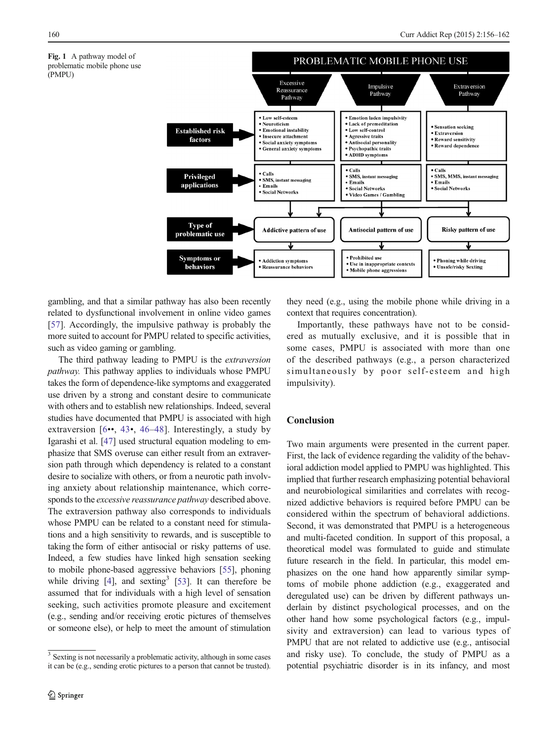**Fig. 1** A pathway model of problematic mobile phone use (PMPU)

PROBLEMATIC MOBILE PHONE USE

Excessive Reassurance Pathway

Impulsive Pathway

Extraversion Pathway

Established risk factors

- Low self-esteem
- Neuroticism
- Emotional instability
- Insecure attachment
- Social anxiety symptoms
- General anxiety symptoms

- Emotion laden impulsivity
- Lack of premeditation
- Low self-control
- Agressive traits
- Antisocial personality
- Psychopathic traits
- ADHD symptoms

- Sensation seeking
- Extraversion
- Reward sensitivity
- Reward dependence

Privileged applications

- Calls
- SMS, instant messaging
- Emails
- Social Networks

- Calls
- SMS, instant messaging
- Emails
- Social Networks
- Video Games / Gambling

- Calls
- SMS, MMS, instant messaging
- Emails
- Social Networks

Type of problematic use

Addictive pattern of use

Antisocial pattern of use

Risky pattern of use

Symptoms or behaviors

- Addiction symptoms
- Reassurance behaviors

- Prohibited use
- Use in inappropriate contexts
- Mobile phone aggressions

- Phoning while driving
- Unsafe/risky Sexting

gambling, and that a similar pathway has also been recently related to dysfunctional involvement in online video games [57]. Accordingly, the impulsive pathway is probably the more suited to account for PMPU related to specific activities, such as video gaming or gambling.

The third pathway leading to PMPU is the *extraversion pathway.* This pathway applies to individuals whose PMPU takes the form of dependence-like symptoms and exaggerated use driven by a strong and constant desire to communicate with others and to establish new relationships. Indeed, several studies have documented that PMPU is associated with high extraversion [6••, 43•, 46–48]. Interestingly, a study by Igarashi et al. [47] used structural equation modeling to emphasize that SMS overuse can either result from an extraversion path through which dependency is related to a constant desire to socialize with others, or from a neurotic path involving anxiety about relationship maintenance, which corresponds to the *excessive reassurance pathway* described above. The extraversion pathway also corresponds to individuals whose PMPU can be related to a constant need for stimulations and a high sensitivity to rewards, and is susceptible to taking the form of either antisocial or risky patterns of use. Indeed, a few studies have linked high sensation seeking to mobile phone-based aggressive behaviors [55], phoning while driving [4], and sexting[3] [53]. It can therefore be assumed that for individuals with a high level of sensation seeking, such activities promote pleasure and excitement (e.g., sending and/or receiving erotic pictures of themselves or someone else), or help to meet the amount of stimulation they need (e.g., using the mobile phone while driving in a context that requires concentration).

Importantly, these pathways have not to be considered as mutually exclusive, and it is possible that in some cases, PMPU is associated with more than one of the described pathways (e.g., a person characterized simultaneously by poor self-esteem and high impulsivity).

## Conclusion

Two main arguments were presented in the current paper. First, the lack of evidence regarding the validity of the behavioral addiction model applied to PMPU was highlighted. This implied that further research emphasizing potential behavioral and neurobiological similarities and correlates with recognized addictive behaviors is required before PMPU can be considered within the spectrum of behavioral addictions. Second, it was demonstrated that PMPU is a heterogeneous and multi-faceted condition. In support of this proposal, a theoretical model was formulated to guide and stimulate future research in the field. In particular, this model emphasizes on the one hand how apparently similar symptoms of mobile phone addiction (e.g., exaggerated and deregulated use) can be driven by different pathways underlain by distinct psychological processes, and on the other hand how some psychological factors (e.g., impulsivity and extraversion) can lead to various types of PMPU that are not related to addictive use (e.g., antisocial and risky use). To conclude, the study of PMPU as a potential psychiatric disorder is in its infancy, and most

[3] Sexting is not necessarily a problematic activity, although in some cases it can be (e.g., sending erotic pictures to a person that cannot be trusted).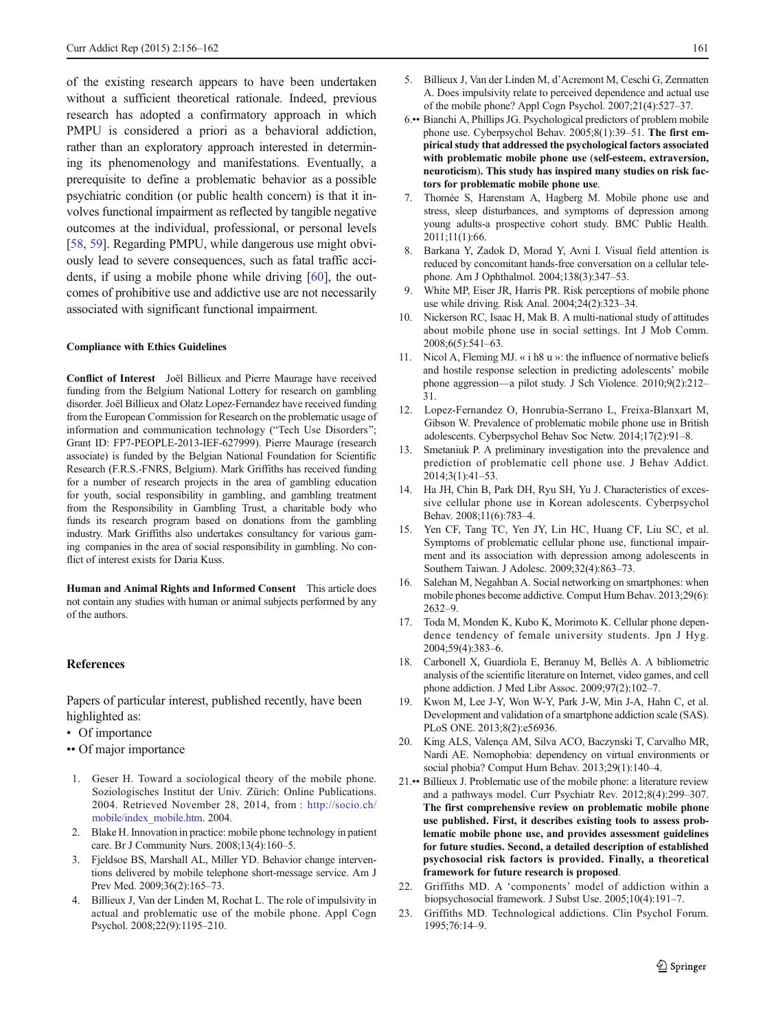of the existing research appears to have been undertaken without a sufficient theoretical rationale. Indeed, previous research has adopted a confirmatory approach in which PMPU is considered a priori as a behavioral addiction, rather than an exploratory approach interested in determining its phenomenology and manifestations. Eventually, a prerequisite to define a problematic behavior as a possible psychiatric condition (or public health concern) is that it involves functional impairment as reflected by tangible negative outcomes at the individual, professional, or personal levels [58, 59]. Regarding PMPU, while dangerous use might obviously lead to severe consequences, such as fatal traffic accidents, if using a mobile phone while driving [60], the outcomes of prohibitive use and addictive use are not necessarily associated with significant functional impairment.

#### Compliance with Ethics Guidelines

**Conflict of Interest** Joël Billieux and Pierre Maurage have received funding from the Belgium National Lottery for research on gambling disorder. Joël Billieux and Olatz Lopez-Fernandez have received funding from the European Commission for Research on the problematic usage of information and communication technology ("Tech Use Disorders"; Grant ID: FP7-PEOPLE-2013-IEF-627999). Pierre Maurage (research associate) is funded by the Belgian National Foundation for Scientific Research (F.R.S.-FNRS, Belgium). Mark Griffiths has received funding for a number of research projects in the area of gambling education for youth, social responsibility in gambling, and gambling treatment from the Responsibility in Gambling Trust, a charitable body who funds its research program based on donations from the gambling industry. Mark Griffiths also undertakes consultancy for various gaming companies in the area of social responsibility in gambling. No conflict of interest exists for Daria Kuss.

**Human and Animal Rights and Informed Consent** This article does not contain any studies with human or animal subjects performed by any of the authors.

### References

Papers of particular interest, published recently, have been highlighted as:

- • Of importance
- •• Of major importance

1. Geser H. Toward a sociological theory of the mobile phone. Soziologisches Institut der Univ. Zürich: Online Publications. 2004. Retrieved November 28, 2014, from : http://socio.ch/mobile/index_mobile.htm. 2004.
2. Blake H. Innovation in practice: mobile phone technology in patient care. Br J Community Nurs. 2008;13(4):160–5.
3. Fjeldsoe BS, Marshall AL, Miller YD. Behavior change interventions delivered by mobile telephone short-message service. Am J Prev Med. 2009;36(2):165–73.
4. Billieux J, Van der Linden M, Rochat L. The role of impulsivity in actual and problematic use of the mobile phone. Appl Cogn Psychol. 2008;22(9):1195–210.
5. Billieux J, Van der Linden M, d'Acremont M, Ceschi G, Zermatten A. Does impulsivity relate to perceived dependence and actual use of the mobile phone? Appl Cogn Psychol. 2007;21(4):527–37.
6. •• Bianchi A, Phillips JG. Psychological predictors of problem mobile phone use. Cyberpsychol Behav. 2005;8(1):39–51. **The first empirical study that addressed the psychological factors associated with problematic mobile phone use (self-esteem, extraversion, neuroticism). This study has inspired many studies on risk factors for problematic mobile phone use**.
7. Thomée S, Harenstam A, Hagberg M. Mobile phone use and stress, sleep disturbances, and symptoms of depression among young adults-a prospective cohort study. BMC Public Health. 2011;11(1):66.
8. Barkana Y, Zadok D, Morad Y, Avni I. Visual field attention is reduced by concomitant hands-free conversation on a cellular telephone. Am J Ophthalmol. 2004;138(3):347–53.
9. White MP, Eiser JR, Harris PR. Risk perceptions of mobile phone use while driving. Risk Anal. 2004;24(2):323–34.
10. Nickerson RC, Isaac H, Mak B. A multi-national study of attitudes about mobile phone use in social settings. Int J Mob Comm. 2008;6(5):541–63.
11. Nicol A, Fleming MJ. « i h8 u »: the influence of normative beliefs and hostile response selection in predicting adolescents' mobile phone aggression—a pilot study. J Sch Violence. 2010;9(2):212–31.
12. Lopez-Fernandez O, Honrubia-Serrano L, Freixa-Blanxart M, Gibson W. Prevalence of problematic mobile phone use in British adolescents. Cyberpsychol Behav Soc Netw. 2014;17(2):91–8.
13. Smetaniuk P. A preliminary investigation into the prevalence and prediction of problematic cell phone use. J Behav Addict. 2014;3(1):41–53.
14. Ha JH, Chin B, Park DH, Ryu SH, Yu J. Characteristics of excessive cellular phone use in Korean adolescents. Cyberpsychol Behav. 2008;11(6):783–4.
15. Yen CF, Tang TC, Yen JY, Lin HC, Huang CF, Liu SC, et al. Symptoms of problematic cellular phone use, functional impairment and its association with depression among adolescents in Southern Taiwan. J Adolesc. 2009;32(4):863–73.
16. Salehan M, Negahban A. Social networking on smartphones: when mobile phones become addictive. Comput Hum Behav. 2013;29(6):2632–9.
17. Toda M, Monden K, Kubo K, Morimoto K. Cellular phone dependence tendency of female university students. Jpn J Hyg. 2004;59(4):383–6.
18. Carbonell X, Guardiola E, Beranuy M, Bellés A. A bibliometric analysis of the scientific literature on Internet, video games, and cell phone addiction. J Med Libr Assoc. 2009;97(2):102–7.
19. Kwon M, Lee J-Y, Won W-Y, Park J-W, Min J-A, Hahn C, et al. Development and validation of a smartphone addiction scale (SAS). PLoS ONE. 2013;8(2):e56936.
20. King ALS, Valença AM, Silva ACO, Baczynski T, Carvalho MR, Nardi AE. Nomophobia: dependency on virtual environments or social phobia? Comput Hum Behav. 2013;29(1):140–4.
21. •• Billieux J. Problematic use of the mobile phone: a literature review and a pathways model. Curr Psychiatr Rev. 2012;8(4):299–307. **The first comprehensive review on problematic mobile phone use published. First, it describes existing tools to assess problematic mobile phone use, and provides assessment guidelines for future studies. Second, a detailed description of established psychosocial risk factors is provided. Finally, a theoretical framework for future research is proposed**.
22. Griffiths MD. A 'components' model of addiction within a biopsychosocial framework. J Subst Use. 2005;10(4):191–7.
23. Griffiths MD. Technological addictions. Clin Psychol Forum. 1995;76:14–9.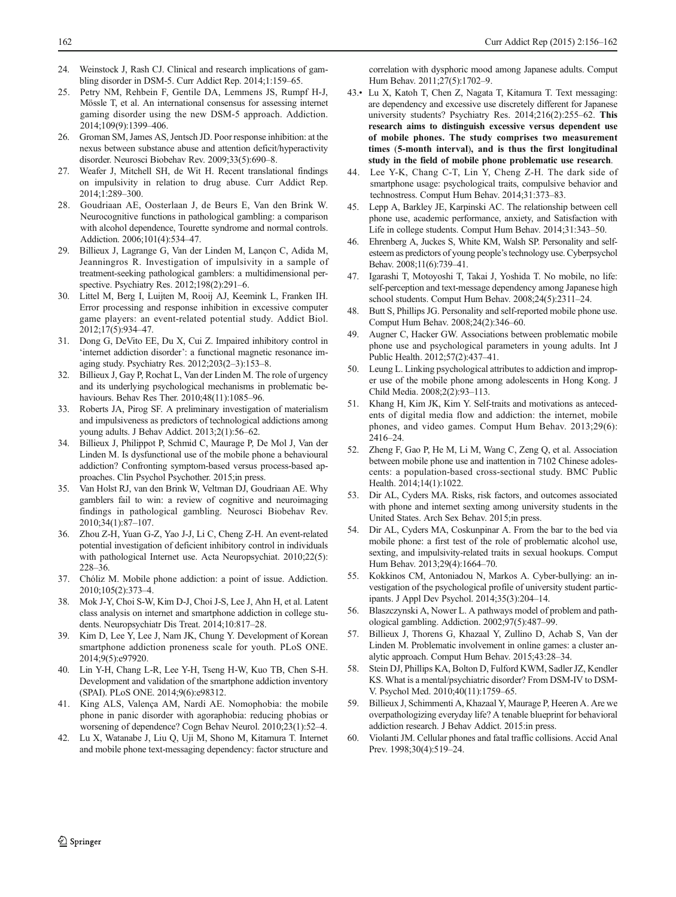24. Weinstock J, Rash CJ. Clinical and research implications of gambling disorder in DSM-5. Curr Addict Rep. 2014;1:159–65.
25. Petry NM, Rehbein F, Gentile DA, Lemmens JS, Rumpf H-J, Mössle T, et al. An international consensus for assessing internet gaming disorder using the new DSM-5 approach. Addiction. 2014;109(9):1399–406.
26. Groman SM, James AS, Jentsch JD. Poor response inhibition: at the nexus between substance abuse and attention deficit/hyperactivity disorder. Neurosci Biobehav Rev. 2009;33(5):690–8.
27. Weafer J, Mitchell SH, de Wit H. Recent translational findings on impulsivity in relation to drug abuse. Curr Addict Rep. 2014;1:289–300.
28. Goudriaan AE, Oosterlaan J, de Beurs E, Van den Brink W. Neurocognitive functions in pathological gambling: a comparison with alcohol dependence, Tourette syndrome and normal controls. Addiction. 2006;101(4):534–47.
29. Billieux J, Lagrange G, Van der Linden M, Lançon C, Adida M, Jeanningros R. Investigation of impulsivity in a sample of treatment-seeking pathological gamblers: a multidimensional perspective. Psychiatry Res. 2012;198(2):291–6.
30. Littel M, Berg I, Luijten M, Rooij AJ, Keemink L, Franken IH. Error processing and response inhibition in excessive computer game players: an event-related potential study. Addict Biol. 2012;17(5):934–47.
31. Dong G, DeVito EE, Du X, Cui Z. Impaired inhibitory control in 'internet addiction disorder': a functional magnetic resonance imaging study. Psychiatry Res. 2012;203(2–3):153–8.
32. Billieux J, Gay P, Rochat L, Van der Linden M. The role of urgency and its underlying psychological mechanisms in problematic behaviours. Behav Res Ther. 2010;48(11):1085–96.
33. Roberts JA, Pirog SF. A preliminary investigation of materialism and impulsiveness as predictors of technological addictions among young adults. J Behav Addict. 2013;2(1):56–62.
34. Billieux J, Philippot P, Schmid C, Maurage P, De Mol J, Van der Linden M. Is dysfunctional use of the mobile phone a behavioural addiction? Confronting symptom-based versus process-based approaches. Clin Psychol Psychother. 2015;in press.
35. Van Holst RJ, van den Brink W, Veltman DJ, Goudriaan AE. Why gamblers fail to win: a review of cognitive and neuroimaging findings in pathological gambling. Neurosci Biobehav Rev. 2010;34(1):87–107.
36. Zhou Z-H, Yuan G-Z, Yao J-J, Li C, Cheng Z-H. An event-related potential investigation of deficient inhibitory control in individuals with pathological Internet use. Acta Neuropsychiat. 2010;22(5):228–36.
37. Chóliz M. Mobile phone addiction: a point of issue. Addiction. 2010;105(2):373–4.
38. Mok J-Y, Choi S-W, Kim D-J, Choi J-S, Lee J, Ahn H, et al. Latent class analysis on internet and smartphone addiction in college students. Neuropsychiatr Dis Treat. 2014;10:817–28.
39. Kim D, Lee Y, Lee J, Nam JK, Chung Y. Development of Korean smartphone addiction proneness scale for youth. PLoS ONE. 2014;9(5):e97920.
40. Lin Y-H, Chang L-R, Lee Y-H, Tseng H-W, Kuo TB, Chen S-H. Development and validation of the smartphone addiction inventory (SPAI). PLoS ONE. 2014;9(6):e98312.
41. King ALS, Valença AM, Nardi AE. Nomophobia: the mobile phone in panic disorder with agoraphobia: reducing phobias or worsening of dependence? Cogn Behav Neurol. 2010;23(1):52–4.
42. Lu X, Watanabe J, Liu Q, Uji M, Shono M, Kitamura T. Internet and mobile phone text-messaging dependency: factor structure and correlation with dysphoric mood among Japanese adults. Comput Hum Behav. 2011;27(5):1702–9.
43.• Lu X, Katoh T, Chen Z, Nagata T, Kitamura T. Text messaging: are dependency and excessive use discretely different for Japanese university students? Psychiatry Res. 2014;216(2):255–62. **This research aims to distinguish excessive versus dependent use of mobile phones. The study comprises two measurement times (5-month interval), and is thus the first longitudinal study in the field of mobile phone problematic use research**.
44. Lee Y-K, Chang C-T, Lin Y, Cheng Z-H. The dark side of smartphone usage: psychological traits, compulsive behavior and technostress. Comput Hum Behav. 2014;31:373–83.
45. Lepp A, Barkley JE, Karpinski AC. The relationship between cell phone use, academic performance, anxiety, and Satisfaction with Life in college students. Comput Hum Behav. 2014;31:343–50.
46. Ehrenberg A, Juckes S, White KM, Walsh SP. Personality and self-esteem as predictors of young people's technology use. Cyberpsychol Behav. 2008;11(6):739–41.
47. Igarashi T, Motoyoshi T, Takai J, Yoshida T. No mobile, no life: self-perception and text-message dependency among Japanese high school students. Comput Hum Behav. 2008;24(5):2311–24.
48. Butt S, Phillips JG. Personality and self-reported mobile phone use. Comput Hum Behav. 2008;24(2):346–60.
49. Augner C, Hacker GW. Associations between problematic mobile phone use and psychological parameters in young adults. Int J Public Health. 2012;57(2):437–41.
50. Leung L. Linking psychological attributes to addiction and improper use of the mobile phone among adolescents in Hong Kong. J Child Media. 2008;2(2):93–113.
51. Khang H, Kim JK, Kim Y. Self-traits and motivations as antecedents of digital media flow and addiction: the internet, mobile phones, and video games. Comput Hum Behav. 2013;29(6):2416–24.
52. Zheng F, Gao P, He M, Li M, Wang C, Zeng Q, et al. Association between mobile phone use and inattention in 7102 Chinese adolescents: a population-based cross-sectional study. BMC Public Health. 2014;14(1):1022.
53. Dir AL, Cyders MA. Risks, risk factors, and outcomes associated with phone and internet sexting among university students in the United States. Arch Sex Behav. 2015;in press.
54. Dir AL, Cyders MA, Coskunpinar A. From the bar to the bed via mobile phone: a first test of the role of problematic alcohol use, sexting, and impulsivity-related traits in sexual hookups. Comput Hum Behav. 2013;29(4):1664–70.
55. Kokkinos CM, Antoniadou N, Markos A. Cyber-bullying: an investigation of the psychological profile of university student participants. J Appl Dev Psychol. 2014;35(3):204–14.
56. Blaszczynski A, Nower L. A pathways model of problem and pathological gambling. Addiction. 2002;97(5):487–99.
57. Billieux J, Thorens G, Khazaal Y, Zullino D, Achab S, Van der Linden M. Problematic involvement in online games: a cluster analytic approach. Comput Hum Behav. 2015;43:28–34.
58. Stein DJ, Phillips KA, Bolton D, Fulford KWM, Sadler JZ, Kendler KS. What is a mental/psychiatric disorder? From DSM-IV to DSM-V. Psychol Med. 2010;40(11):1759–65.
59. Billieux J, Schimmenti A, Khazaal Y, Maurage P, Heeren A. Are we overpathologizing everyday life? A tenable blueprint for behavioral addiction research. J Behav Addict. 2015:in press.
60. Violanti JM. Cellular phones and fatal traffic collisions. Accid Anal Prev. 1998;30(4):519–24.